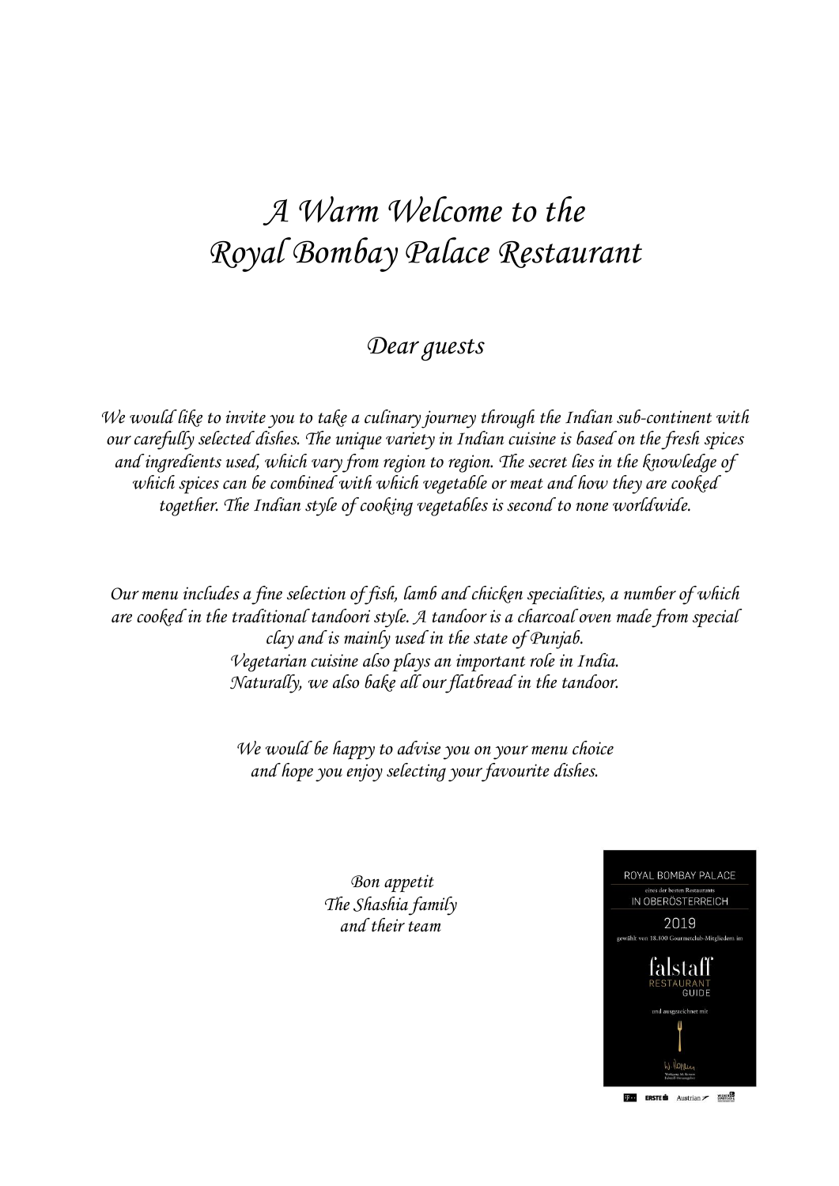# *A Warm Welcome to the Royal Bombay Palace Restaurant*

## *Dear guests*

*We would like to invite you to take a culinary journey through the Indian sub-continent with our carefully selected dishes. The unique variety in Indian cuisine is based on the fresh spices and ingredients used, which vary from region to region. The secret lies in the knowledge of which spices can be combined with which vegetable or meat and how they are cooked together. The Indian style of cooking vegetables is second to none worldwide.*

*Our menu includes a fine selection of fish, lamb and chicken specialities, a number of which are cooked in the traditional tandoori style. A tandoor is a charcoal oven made from special clay and is mainly used in the state of Punjab.*
*Vegetarian cuisine also plays an important role in India.*
*Naturally, we also bake all our flatbread in the tandoor.*

*We would be happy to advise you on your menu choice and hope you enjoy selecting your favourite dishes.*

*Bon appetit*
*The Shashia family*
*and their team*

ROYAL BOMBAY PALACE
eines der besten Restaurants
IN OBERÖSTERREICH
2019
gewählt von 18.100 Gourmetclub-Mitgliedern im
falstaff
RESTAURANT GUIDE
und ausgezeichnet mit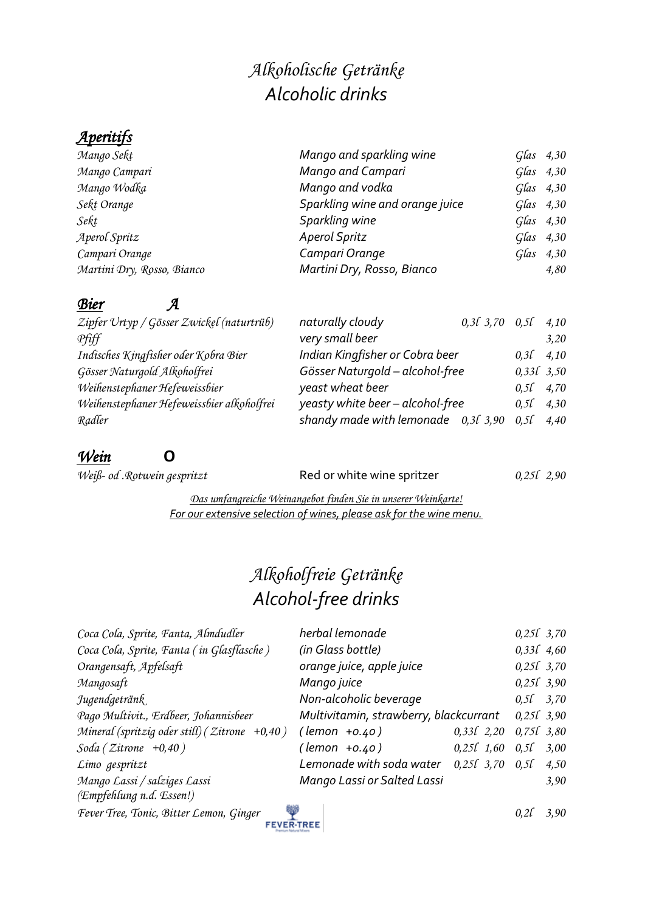# Alkoholische Getränke
# Alcoholic drinks

## Aperitifs

| | | | |
|---|---|---|---|
| Mango Sekt | Mango and sparkling wine | Glas | 4,30 |
| Mango Campari | Mango and Campari | Glas | 4,30 |
| Mango Wodka | Mango and vodka | Glas | 4,30 |
| Sekt Orange | Sparkling wine and orange juice | Glas | 4,30 |
| Sekt | Sparkling wine | Glas | 4,30 |
| Aperol Spritz | Aperol Spritz | Glas | 4,30 |
| Campari Orange | Campari Orange | Glas | 4,30 |
| Martini Dry, Rosso, Bianco | Martini Dry, Rosso, Bianco | | 4,80 |

## Bier A

| | | | | | |
|---|---|---|---|---|---|
| Zipfer Urtyp / Gösser Zwickel (naturtrüb) | naturally cloudy | 0,3ℓ | 3,70 | 0,5ℓ | 4,10 |
| Pfiff | very small beer | | | | 3,20 |
| Indisches Kingfisher oder Kobra Bier | Indian Kingfisher or Cobra beer | | | 0,3ℓ | 4,10 |
| Gösser Naturgold Alkoholfrei | Gösser Naturgold – alcohol-free | | | 0,33ℓ | 3,50 |
| Weihenstephaner Hefeweissbier | yeast wheat beer | | | 0,5ℓ | 4,70 |
| Weihenstephaner Hefeweissbier alkoholfrei | yeasty white beer – alcohol-free | | | 0,5ℓ | 4,30 |
| Radler | shandy made with lemonade | 0,3ℓ | 3,90 | 0,5ℓ | 4,40 |

## Wein O

| | | | |
|---|---|---|---|
| Weiß- od .Rotwein gespritzt | Red or white wine spritzer | 0,25ℓ | 2,90 |

*Das umfangreiche Weinangebot finden Sie in unserer Weinkarte!*
*For our extensive selection of wines, please ask for the wine menu.*

# Alkoholfreie Getränke
# Alcohol-free drinks

| | | | | | |
|---|---|---|---|---|---|
| Coca Cola, Sprite, Fanta, Almdudler | herbal lemonade | | | 0,25ℓ | 3,70 |
| Coca Cola, Sprite, Fanta ( in Glasflasche ) | (in Glass bottle) | | | 0,33ℓ | 4,60 |
| Orangensaft, Apfelsaft | orange juice, apple juice | | | 0,25ℓ | 3,70 |
| Mangosaft | Mango juice | | | 0,25ℓ | 3,90 |
| Jugendgetränk | Non-alcoholic beverage | | | 0,5ℓ | 3,70 |
| Pago Multivit., Erdbeer, Johannisbeer | Multivitamin, strawberry, blackcurrant | | | 0,25ℓ | 3,90 |
| Mineral (spritzig oder still) ( Zitrone +0,40 ) | ( lemon +0.40 ) | 0,33ℓ | 2,20 | 0,75ℓ | 3,80 |
| Soda ( Zitrone +0,40 ) | ( lemon +0.40 ) | 0,25ℓ | 1,60 | 0,5ℓ | 3,00 |
| Limo gespritzt | Lemonade with soda water | 0,25ℓ | 3,70 | 0,5ℓ | 4,50 |
| Mango Lassi / salziges Lassi (Empfehlung n.d. Essen!) | Mango Lassi or Salted Lassi | | | | 3,90 |
| Fever Tree, Tonic, Bitter Lemon, Ginger | FEVER-TREE | | | 0,2ℓ | 3,90 |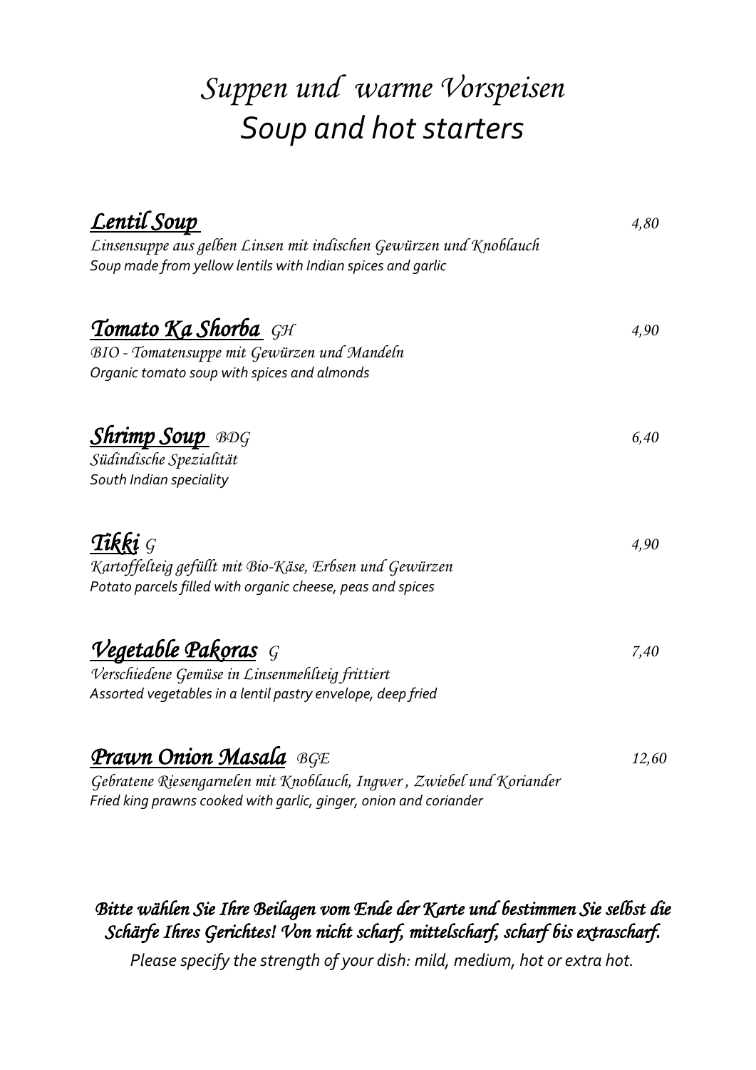# *Suppen und warme Vorspeisen*
# *Soup and hot starters*

***Lentil Soup*** — *4,80*

*Linsensuppe aus gelben Linsen mit indischen Gewürzen und Knoblauch*
*Soup made from yellow lentils with Indian spices and garlic*

***Tomato Ka Shorba*** *GH* — *4,90*

*BIO - Tomatensuppe mit Gewürzen und Mandeln*
*Organic tomato soup with spices and almonds*

***Shrimp Soup*** *BDG* — *6,40*

*Südindische Spezialität*
*South Indian speciality*

***Tikki*** *G* — *4,90*

*Kartoffelteig gefüllt mit Bio-Käse, Erbsen und Gewürzen*
*Potato parcels filled with organic cheese, peas and spices*

***Vegetable Pakoras*** *G* — *7,40*

*Verschiedene Gemüse in Linsenmehlteig frittiert*
*Assorted vegetables in a lentil pastry envelope, deep fried*

***Prawn Onion Masala*** *BGE* — *12,60*

*Gebratene Riesengarnelen mit Knoblauch, Ingwer , Zwiebel und Koriander*
*Fried king prawns cooked with garlic, ginger, onion and coriander*

***Bitte wählen Sie Ihre Beilagen vom Ende der Karte und bestimmen Sie selbst die Schärfe Ihres Gerichtes! Von nicht scharf, mittelscharf, scharf bis extrascharf.***

*Please specify the strength of your dish: mild, medium, hot or extra hot.*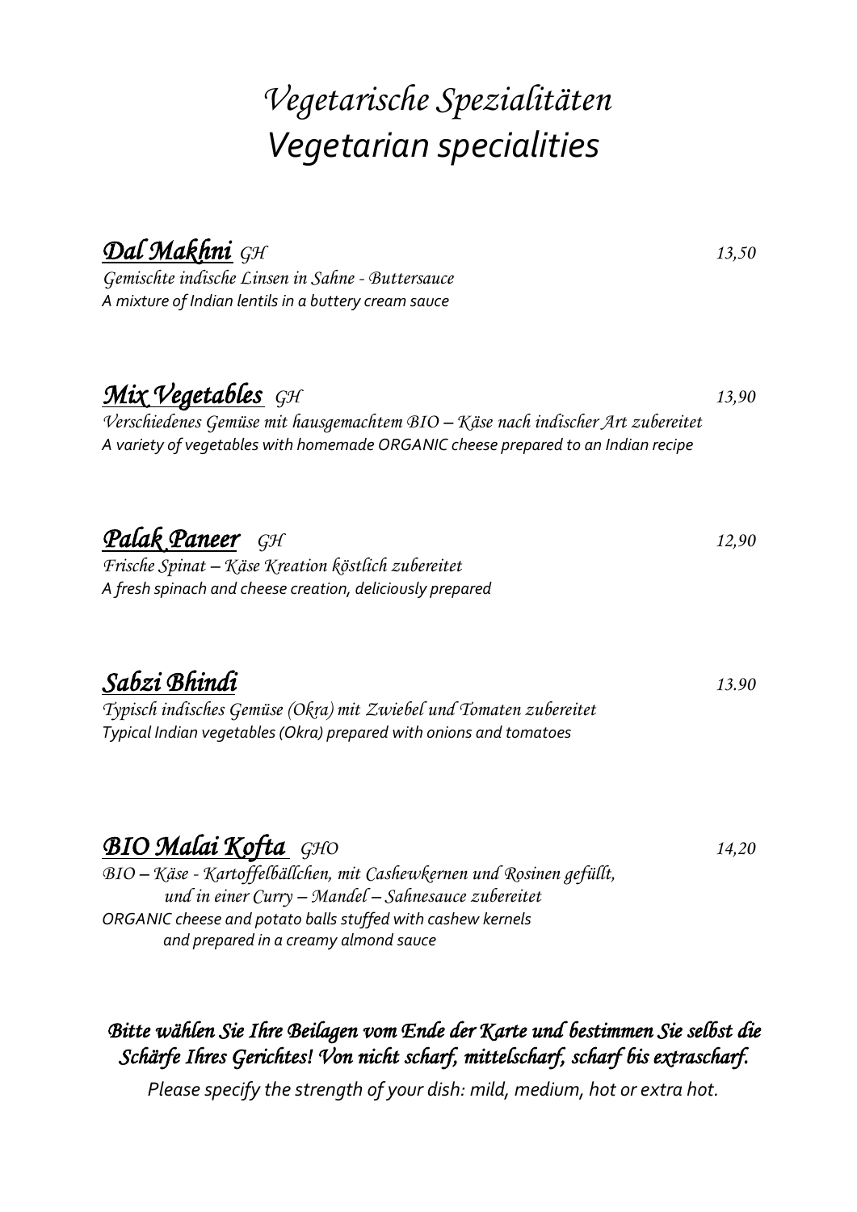# *Vegetarische Spezialitäten*
# *Vegetarian specialities*

***Dal Makhni*** *GH* — *13,50*

*Gemischte indische Linsen in Sahne - Buttersauce*
*A mixture of Indian lentils in a buttery cream sauce*

***Mix Vegetables*** *GH* — *13,90*

*Verschiedenes Gemüse mit hausgemachtem BIO – Käse nach indischer Art zubereitet*
*A variety of vegetables with homemade ORGANIC cheese prepared to an Indian recipe*

***Palak Paneer*** *GH* — *12,90*

*Frische Spinat – Käse Kreation köstlich zubereitet*
*A fresh spinach and cheese creation, deliciously prepared*

***Sabzi Bhindi*** — *13.90*

*Typisch indisches Gemüse (Okra) mit Zwiebel und Tomaten zubereitet*
*Typical Indian vegetables (Okra) prepared with onions and tomatoes*

***BIO Malai Kofta*** *GHO* — *14,20*

*BIO – Käse - Kartoffelbällchen, mit Cashewkernen und Rosinen gefüllt,*
*und in einer Curry – Mandel – Sahnesauce zubereitet*
*ORGANIC cheese and potato balls stuffed with cashew kernels*
*and prepared in a creamy almond sauce*

***Bitte wählen Sie Ihre Beilagen vom Ende der Karte und bestimmen Sie selbst die Schärfe Ihres Gerichtes! Von nicht scharf, mittelscharf, scharf bis extrascharf.***

*Please specify the strength of your dish: mild, medium, hot or extra hot.*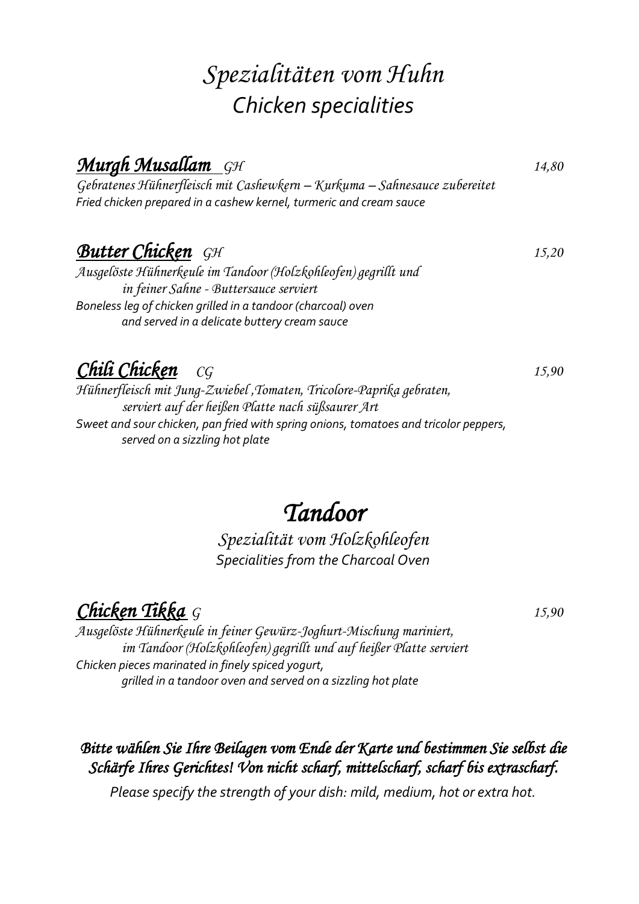# *Spezialitäten vom Huhn*
# *Chicken specialities*

### ***Murgh Musallam*** *GH* — *14,80*

*Gebratenes Hühnerfleisch mit Cashewkern – Kurkuma – Sahnesauce zubereitet*
*Fried chicken prepared in a cashew kernel, turmeric and cream sauce*

### ***Butter Chicken*** *GH* — *15,20*

*Ausgelöste Hühnerkeule im Tandoor (Holzkohleofen) gegrillt und in feiner Sahne - Buttersauce serviert*
*Boneless leg of chicken grilled in a tandoor (charcoal) oven and served in a delicate buttery cream sauce*

### ***Chili Chicken*** *CG* — *15,90*

*Hühnerfleisch mit Jung-Zwiebel ,Tomaten, Tricolore-Paprika gebraten, serviert auf der heißen Platte nach süßsaurer Art*
*Sweet and sour chicken, pan fried with spring onions, tomatoes and tricolor peppers, served on a sizzling hot plate*

# *Tandoor*

*Spezialität vom Holzkohleofen*
*Specialities from the Charcoal Oven*

### ***Chicken Tikka*** *G* — *15,90*

*Ausgelöste Hühnerkeule in feiner Gewürz-Joghurt-Mischung mariniert, im Tandoor (Holzkohleofen) gegrillt und auf heißer Platte serviert*
*Chicken pieces marinated in finely spiced yogurt, grilled in a tandoor oven and served on a sizzling hot plate*

***Bitte wählen Sie Ihre Beilagen vom Ende der Karte und bestimmen Sie selbst die Schärfe Ihres Gerichtes! Von nicht scharf, mittelscharf, scharf bis extrascharf.***

*Please specify the strength of your dish: mild, medium, hot or extra hot.*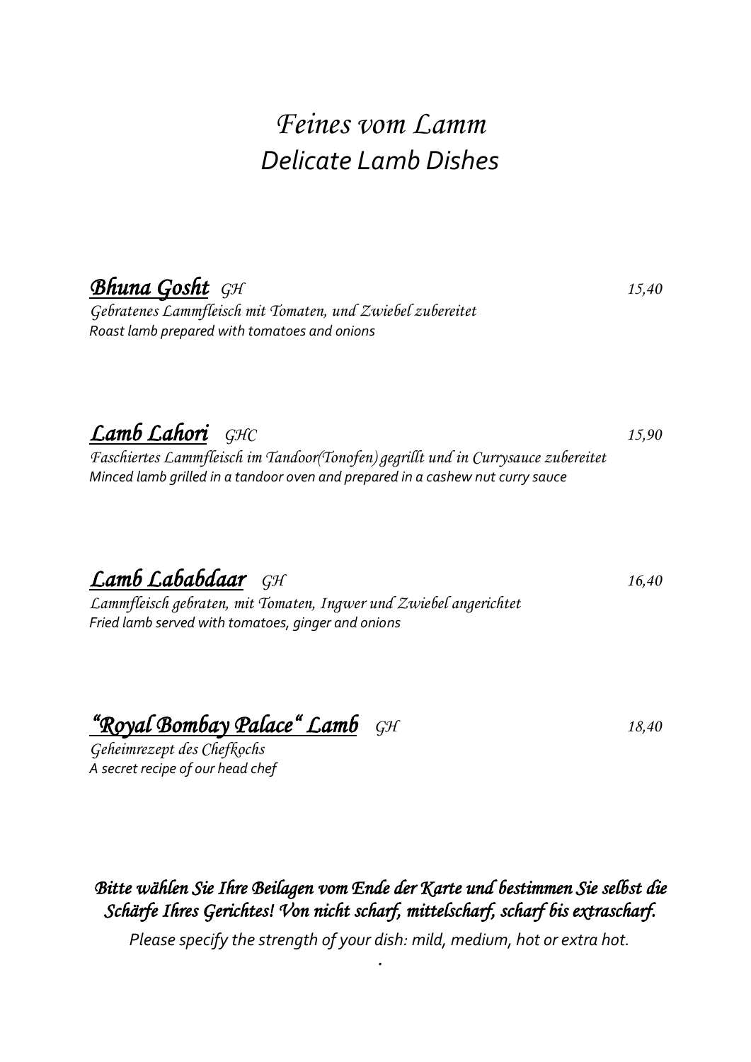# *Feines vom Lamm*
# *Delicate Lamb Dishes*

***Bhuna Gosht*** *GH* — *15,40*

*Gebratenes Lammfleisch mit Tomaten, und Zwiebel zubereitet*
*Roast lamb prepared with tomatoes and onions*

***Lamb Lahori*** *GHC* — *15,90*

*Faschiertes Lammfleisch im Tandoor(Tonofen) gegrillt und in Currysauce zubereitet*
*Minced lamb grilled in a tandoor oven and prepared in a cashew nut curry sauce*

***Lamb Lababdaar*** *GH* — *16,40*

*Lammfleisch gebraten, mit Tomaten, Ingwer und Zwiebel angerichtet*
*Fried lamb served with tomatoes, ginger and onions*

***"Royal Bombay Palace" Lamb*** *GH* — *18,40*

*Geheimrezept des Chefkochs*
*A secret recipe of our head chef*

***Bitte wählen Sie Ihre Beilagen vom Ende der Karte und bestimmen Sie selbst die Schärfe Ihres Gerichtes! Von nicht scharf, mittelscharf, scharf bis extrascharf.***

*Please specify the strength of your dish: mild, medium, hot or extra hot.*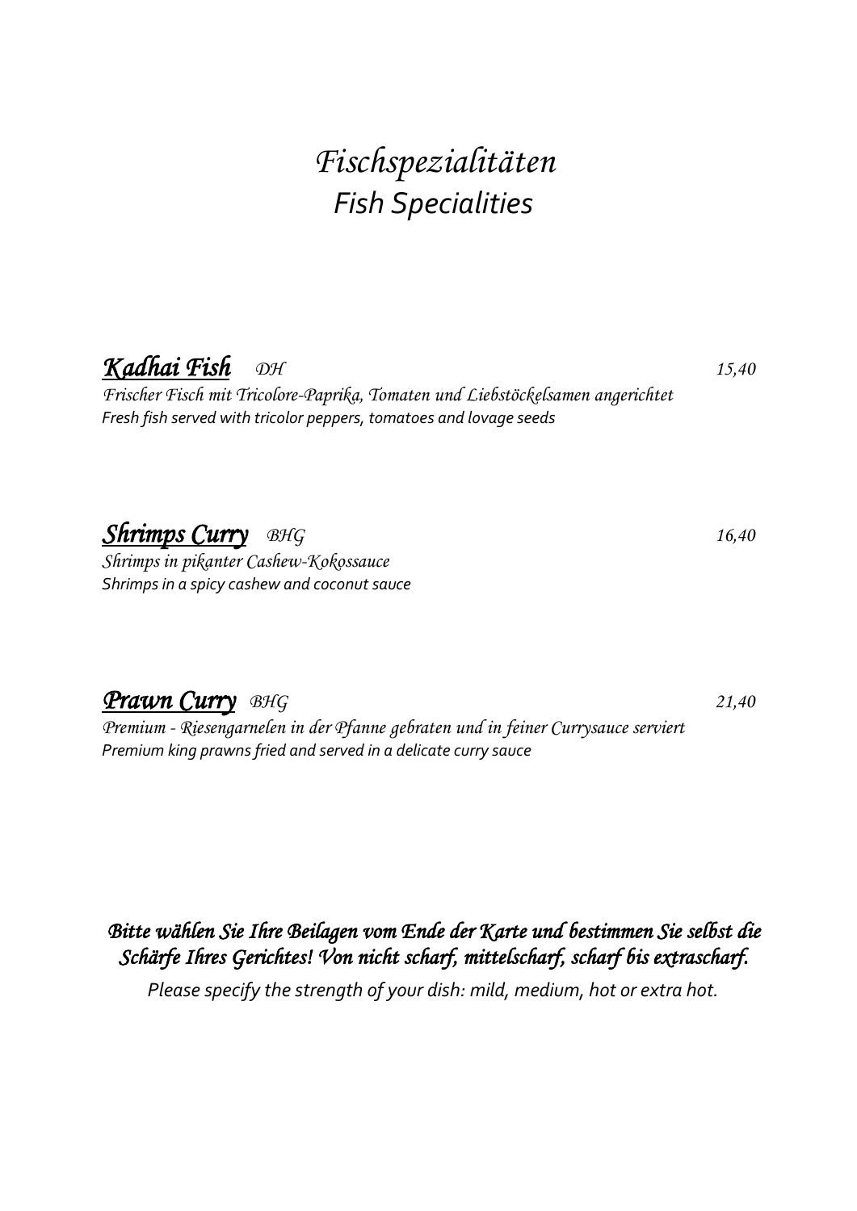# *Fischspezialitäten*
# *Fish Specialities*

***Kadhai Fish*** *DH* *15,40*

*Frischer Fisch mit Tricolore-Paprika, Tomaten und Liebstöckelsamen angerichtet*
*Fresh fish served with tricolor peppers, tomatoes and lovage seeds*

***Shrimps Curry*** *BHG* *16,40*

*Shrimps in pikanter Cashew-Kokossauce*
*Shrimps in a spicy cashew and coconut sauce*

***Prawn Curry*** *BHG* *21,40*

*Premium - Riesengarnelen in der Pfanne gebraten und in feiner Currysauce serviert*
*Premium king prawns fried and served in a delicate curry sauce*

***Bitte wählen Sie Ihre Beilagen vom Ende der Karte und bestimmen Sie selbst die Schärfe Ihres Gerichtes! Von nicht scharf, mittelscharf, scharf bis extrascharf.***

*Please specify the strength of your dish: mild, medium, hot or extra hot.*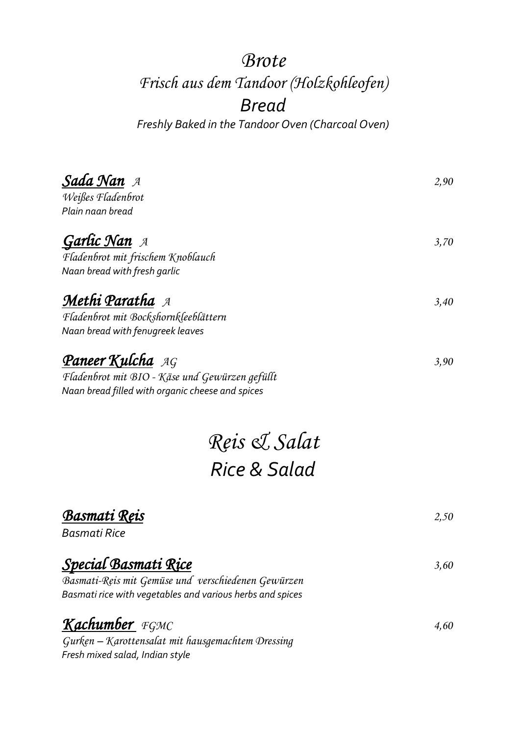# Brote

## Frisch aus dem Tandoor (Holzkohleofen)

# Bread

## Freshly Baked in the Tandoor Oven (Charcoal Oven)

***Sada Nan*** *A* — *2,90*
*Weißes Fladenbrot*
*Plain naan bread*

***Garlic Nan*** *A* — *3,70*
*Fladenbrot mit frischem Knoblauch*
*Naan bread with fresh garlic*

***Methi Paratha*** *A* — *3,40*
*Fladenbrot mit Bockshornkleeblättern*
*Naan bread with fenugreek leaves*

***Paneer Kulcha*** *AG* — *3,90*
*Fladenbrot mit BIO - Käse und Gewürzen gefüllt*
*Naan bread filled with organic cheese and spices*

# Reis & Salat

# Rice & Salad

***Basmati Reis*** — *2,50*
*Basmati Rice*

***Special Basmati Rice*** — *3,60*
*Basmati-Reis mit Gemüse und verschiedenen Gewürzen*
*Basmati rice with vegetables and various herbs and spices*

***Kachumber*** *FGMC* — *4,60*
*Gurken – Karottensalat mit hausgemachtem Dressing*
*Fresh mixed salad, Indian style*